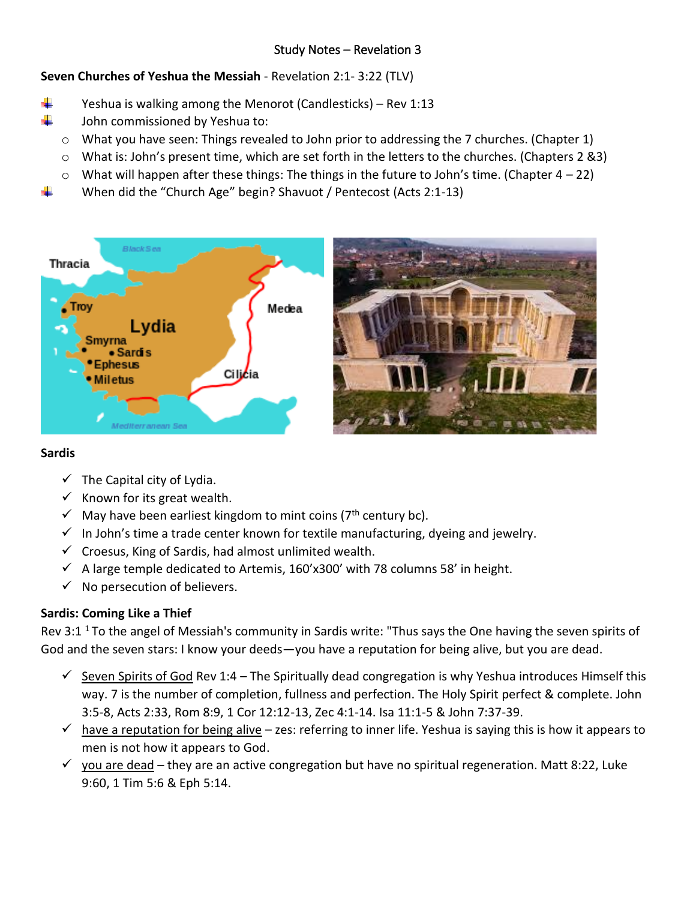Study Notes – Revelation 3

**Seven Churches of Yeshua the Messiah** - Revelation 2:1- 3:22 (TLV)

- Yeshua is walking among the Menorot (Candlesticks) – Rev 1:13
- John commissioned by Yeshua to:
  - What you have seen: Things revealed to John prior to addressing the 7 churches. (Chapter 1)
  - What is: John's present time, which are set forth in the letters to the churches. (Chapters 2 &3)
  - What will happen after these things: The things in the future to John's time. (Chapter 4 – 22)
- When did the "Church Age" begin? Shavuot / Pentecost (Acts 2:1-13)

**Sardis**

- ✓ The Capital city of Lydia.
- ✓ Known for its great wealth.
- ✓ May have been earliest kingdom to mint coins (7th century bc).
- ✓ In John's time a trade center known for textile manufacturing, dyeing and jewelry.
- ✓ Croesus, King of Sardis, had almost unlimited wealth.
- ✓ A large temple dedicated to Artemis, 160'x300' with 78 columns 58' in height.
- ✓ No persecution of believers.

**Sardis: Coming Like a Thief**

Rev 3:1 [1] To the angel of Messiah's community in Sardis write: "Thus says the One having the seven spirits of God and the seven stars: I know your deeds—you have a reputation for being alive, but you are dead.

- ✓ Seven Spirits of God Rev 1:4 – The Spiritually dead congregation is why Yeshua introduces Himself this way. 7 is the number of completion, fullness and perfection. The Holy Spirit perfect & complete. John 3:5-8, Acts 2:33, Rom 8:9, 1 Cor 12:12-13, Zec 4:1-14. Isa 11:1-5 & John 7:37-39.
- ✓ have a reputation for being alive – zes: referring to inner life. Yeshua is saying this is how it appears to men is not how it appears to God.
- ✓ you are dead – they are an active congregation but have no spiritual regeneration. Matt 8:22, Luke 9:60, 1 Tim 5:6 & Eph 5:14.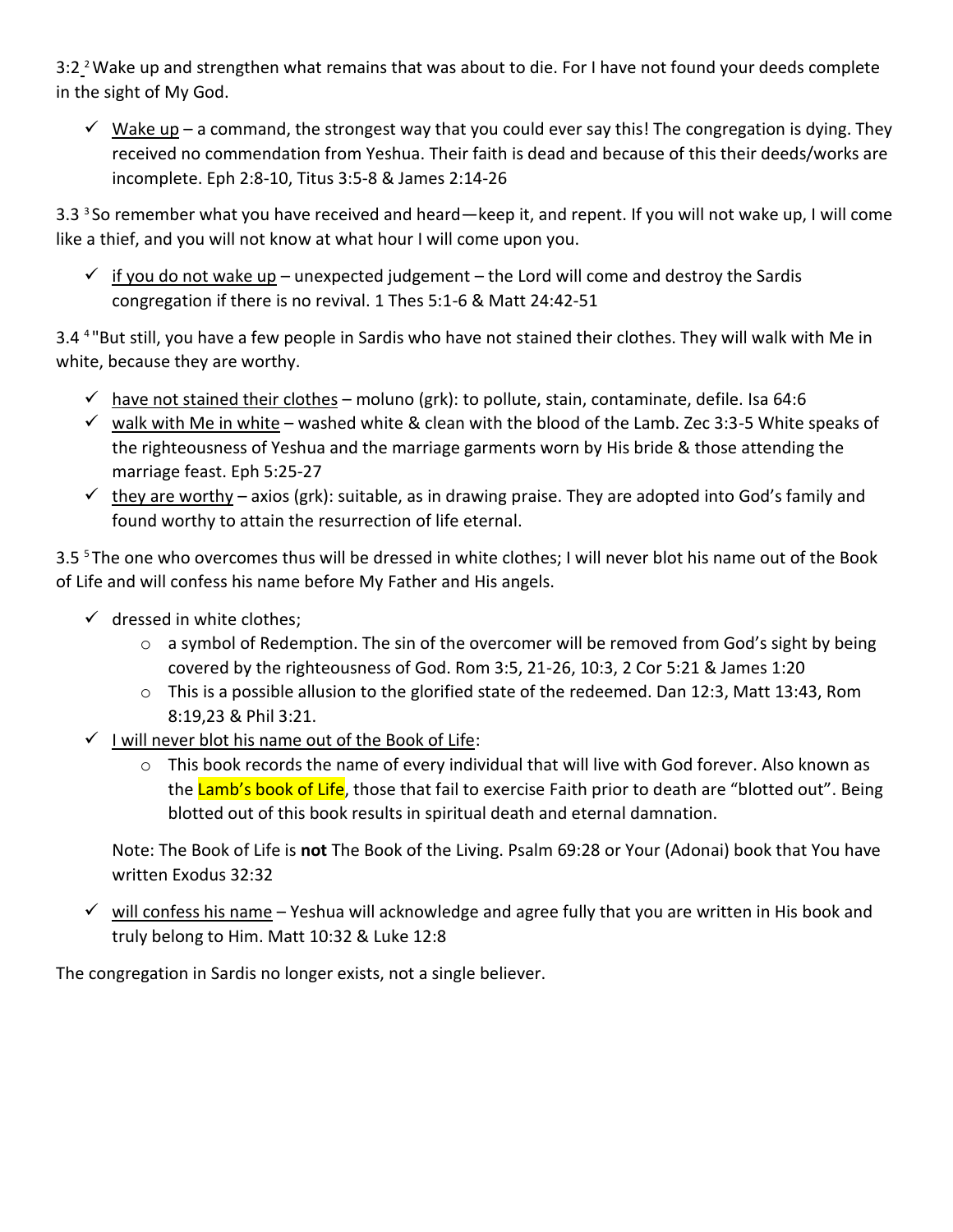3:2 [2] Wake up and strengthen what remains that was about to die. For I have not found your deeds complete in the sight of My God.

- ✓ <u>Wake up</u> – a command, the strongest way that you could ever say this! The congregation is dying. They received no commendation from Yeshua. Their faith is dead and because of this their deeds/works are incomplete. Eph 2:8-10, Titus 3:5-8 & James 2:14-26

3.3 [3] So remember what you have received and heard—keep it, and repent. If you will not wake up, I will come like a thief, and you will not know at what hour I will come upon you.

- ✓ <u>if you do not wake up</u> – unexpected judgement – the Lord will come and destroy the Sardis congregation if there is no revival. 1 Thes 5:1-6 & Matt 24:42-51

3.4 [4] "But still, you have a few people in Sardis who have not stained their clothes. They will walk with Me in white, because they are worthy.

- ✓ <u>have not stained their clothes</u> – moluno (grk): to pollute, stain, contaminate, defile. Isa 64:6
- ✓ <u>walk with Me in white</u> – washed white & clean with the blood of the Lamb. Zec 3:3-5 White speaks of the righteousness of Yeshua and the marriage garments worn by His bride & those attending the marriage feast. Eph 5:25-27
- ✓ <u>they are worthy</u> – axios (grk): suitable, as in drawing praise. They are adopted into God's family and found worthy to attain the resurrection of life eternal.

3.5 [5] The one who overcomes thus will be dressed in white clothes; I will never blot his name out of the Book of Life and will confess his name before My Father and His angels.

- ✓ dressed in white clothes;
  - a symbol of Redemption. The sin of the overcomer will be removed from God's sight by being covered by the righteousness of God. Rom 3:5, 21-26, 10:3, 2 Cor 5:21 & James 1:20
  - This is a possible allusion to the glorified state of the redeemed. Dan 12:3, Matt 13:43, Rom 8:19,23 & Phil 3:21.
- ✓ <u>I will never blot his name out of the Book of Life</u>:
  - This book records the name of every individual that will live with God forever. Also known as the Lamb's book of Life, those that fail to exercise Faith prior to death are "blotted out". Being blotted out of this book results in spiritual death and eternal damnation.

  Note: The Book of Life is **not** The Book of the Living. Psalm 69:28 or Your (Adonai) book that You have written Exodus 32:32

- ✓ <u>will confess his name</u> – Yeshua will acknowledge and agree fully that you are written in His book and truly belong to Him. Matt 10:32 & Luke 12:8

The congregation in Sardis no longer exists, not a single believer.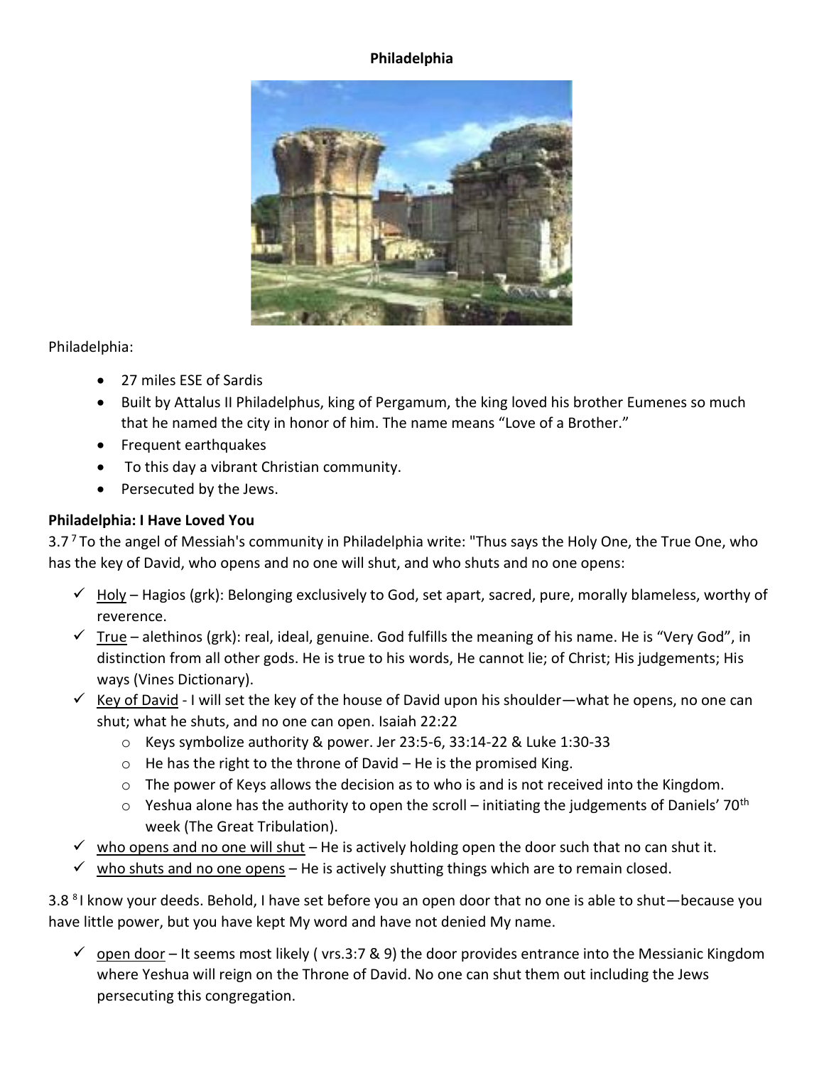**Philadelphia**

Philadelphia:

- 27 miles ESE of Sardis
- Built by Attalus II Philadelphus, king of Pergamum, the king loved his brother Eumenes so much that he named the city in honor of him. The name means "Love of a Brother."
- Frequent earthquakes
- To this day a vibrant Christian community.
- Persecuted by the Jews.

**Philadelphia: I Have Loved You**

3.7 [7] To the angel of Messiah's community in Philadelphia write: "Thus says the Holy One, the True One, who has the key of David, who opens and no one will shut, and who shuts and no one opens:

- ✓ Holy – Hagios (grk): Belonging exclusively to God, set apart, sacred, pure, morally blameless, worthy of reverence.
- ✓ True – alethinos (grk): real, ideal, genuine. God fulfills the meaning of his name. He is "Very God", in distinction from all other gods. He is true to his words, He cannot lie; of Christ; His judgements; His ways (Vines Dictionary).
- ✓ Key of David - I will set the key of the house of David upon his shoulder—what he opens, no one can shut; what he shuts, and no one can open. Isaiah 22:22
  - Keys symbolize authority & power. Jer 23:5-6, 33:14-22 & Luke 1:30-33
  - He has the right to the throne of David – He is the promised King.
  - The power of Keys allows the decision as to who is and is not received into the Kingdom.
  - Yeshua alone has the authority to open the scroll – initiating the judgements of Daniels' 70th week (The Great Tribulation).
- ✓ who opens and no one will shut – He is actively holding open the door such that no can shut it.
- ✓ who shuts and no one opens – He is actively shutting things which are to remain closed.

3.8 [8] I know your deeds. Behold, I have set before you an open door that no one is able to shut—because you have little power, but you have kept My word and have not denied My name.

- ✓ open door – It seems most likely ( vrs.3:7 & 9) the door provides entrance into the Messianic Kingdom where Yeshua will reign on the Throne of David. No one can shut them out including the Jews persecuting this congregation.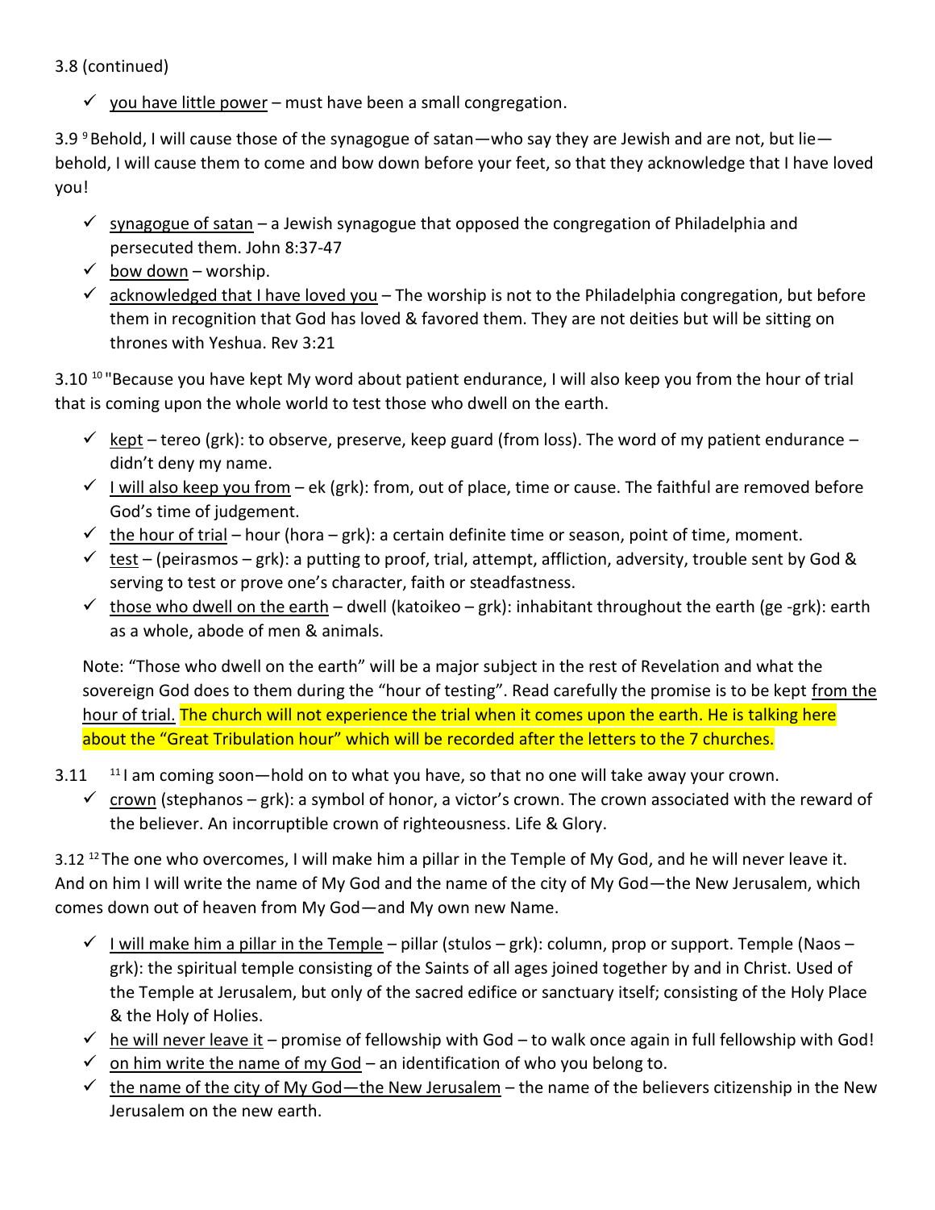3.8 (continued)

- ✓ <u>you have little power</u> – must have been a small congregation.

3.9 [9] Behold, I will cause those of the synagogue of satan—who say they are Jewish and are not, but lie—behold, I will cause them to come and bow down before your feet, so that they acknowledge that I have loved you!

- ✓ <u>synagogue of satan</u> – a Jewish synagogue that opposed the congregation of Philadelphia and persecuted them. John 8:37-47
- ✓ <u>bow down</u> – worship.
- ✓ <u>acknowledged that I have loved you</u> – The worship is not to the Philadelphia congregation, but before them in recognition that God has loved & favored them. They are not deities but will be sitting on thrones with Yeshua. Rev 3:21

3.10 [10] "Because you have kept My word about patient endurance, I will also keep you from the hour of trial that is coming upon the whole world to test those who dwell on the earth.

- ✓ <u>kept</u> – tereo (grk): to observe, preserve, keep guard (from loss). The word of my patient endurance – didn't deny my name.
- ✓ <u>I will also keep you from</u> – ek (grk): from, out of place, time or cause. The faithful are removed before God's time of judgement.
- ✓ <u>the hour of trial</u> – hour (hora – grk): a certain definite time or season, point of time, moment.
- ✓ <u>test</u> – (peirasmos – grk): a putting to proof, trial, attempt, affliction, adversity, trouble sent by God & serving to test or prove one's character, faith or steadfastness.
- ✓ <u>those who dwell on the earth</u> – dwell (katoikeo – grk): inhabitant throughout the earth (ge -grk): earth as a whole, abode of men & animals.

Note: "Those who dwell on the earth" will be a major subject in the rest of Revelation and what the sovereign God does to them during the "hour of testing". Read carefully the promise is to be kept <u>from the hour of trial.</u> The church will not experience the trial when it comes upon the earth. He is talking here about the "Great Tribulation hour" which will be recorded after the letters to the 7 churches.

3.11 [11] I am coming soon—hold on to what you have, so that no one will take away your crown.

- ✓ <u>crown</u> (stephanos – grk): a symbol of honor, a victor's crown. The crown associated with the reward of the believer. An incorruptible crown of righteousness. Life & Glory.

3.12 [12] The one who overcomes, I will make him a pillar in the Temple of My God, and he will never leave it. And on him I will write the name of My God and the name of the city of My God—the New Jerusalem, which comes down out of heaven from My God—and My own new Name.

- ✓ <u>I will make him a pillar in the Temple</u> – pillar (stulos – grk): column, prop or support. Temple (Naos – grk): the spiritual temple consisting of the Saints of all ages joined together by and in Christ. Used of the Temple at Jerusalem, but only of the sacred edifice or sanctuary itself; consisting of the Holy Place & the Holy of Holies.
- ✓ <u>he will never leave it</u> – promise of fellowship with God – to walk once again in full fellowship with God!
- ✓ <u>on him write the name of my God</u> – an identification of who you belong to.
- ✓ <u>the name of the city of My God—the New Jerusalem</u> – the name of the believers citizenship in the New Jerusalem on the new earth.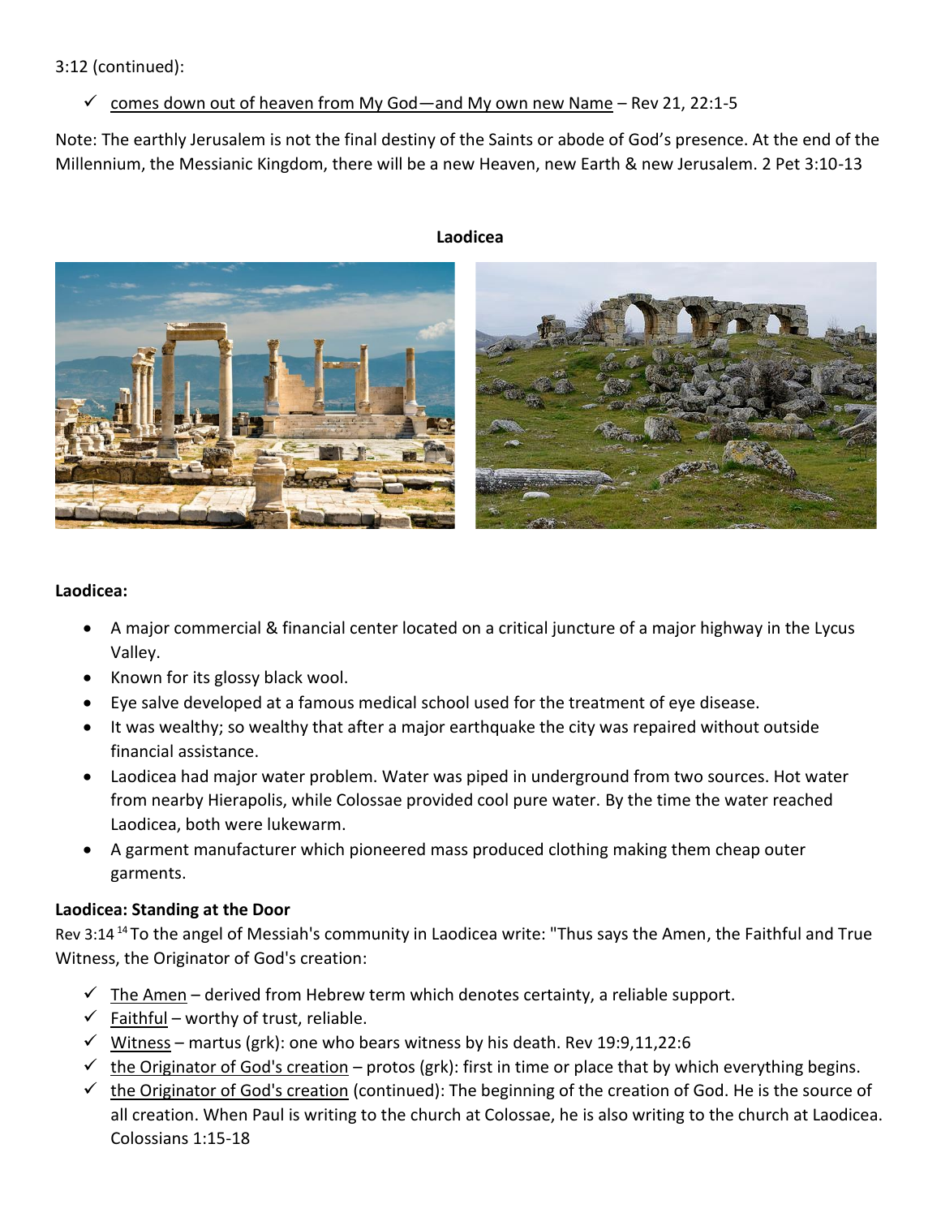3:12 (continued):

- ✓ <u>comes down out of heaven from My God—and My own new Name</u> – Rev 21, 22:1-5

Note: The earthly Jerusalem is not the final destiny of the Saints or abode of God's presence. At the end of the Millennium, the Messianic Kingdom, there will be a new Heaven, new Earth & new Jerusalem. 2 Pet 3:10-13

**Laodicea**

**Laodicea:**

- A major commercial & financial center located on a critical juncture of a major highway in the Lycus Valley.
- Known for its glossy black wool.
- Eye salve developed at a famous medical school used for the treatment of eye disease.
- It was wealthy; so wealthy that after a major earthquake the city was repaired without outside financial assistance.
- Laodicea had major water problem. Water was piped in underground from two sources. Hot water from nearby Hierapolis, while Colossae provided cool pure water. By the time the water reached Laodicea, both were lukewarm.
- A garment manufacturer which pioneered mass produced clothing making them cheap outer garments.

**Laodicea: Standing at the Door**

Rev 3:14 [14] To the angel of Messiah's community in Laodicea write: "Thus says the Amen, the Faithful and True Witness, the Originator of God's creation:

- ✓ <u>The Amen</u> – derived from Hebrew term which denotes certainty, a reliable support.
- ✓ <u>Faithful</u> – worthy of trust, reliable.
- ✓ <u>Witness</u> – martus (grk): one who bears witness by his death. Rev 19:9,11,22:6
- ✓ <u>the Originator of God's creation</u> – protos (grk): first in time or place that by which everything begins.
- ✓ <u>the Originator of God's creation</u> (continued): The beginning of the creation of God. He is the source of all creation. When Paul is writing to the church at Colossae, he is also writing to the church at Laodicea. Colossians 1:15-18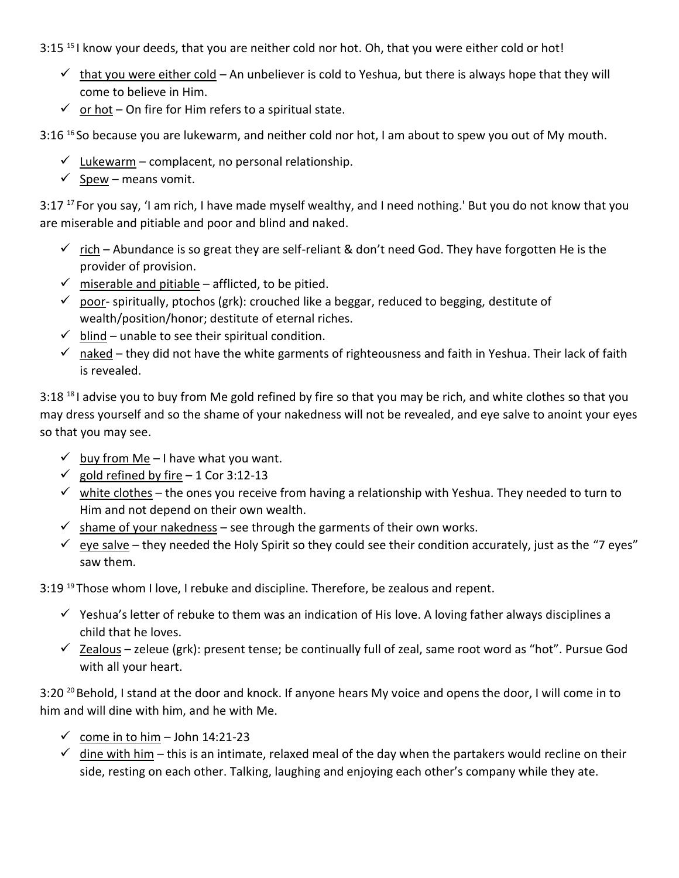3:15 [15] I know your deeds, that you are neither cold nor hot. Oh, that you were either cold or hot!

- ✓ <u>that you were either cold</u> – An unbeliever is cold to Yeshua, but there is always hope that they will come to believe in Him.
- ✓ <u>or hot</u> – On fire for Him refers to a spiritual state.

3:16 [16] So because you are lukewarm, and neither cold nor hot, I am about to spew you out of My mouth.

- ✓ <u>Lukewarm</u> – complacent, no personal relationship.
- ✓ <u>Spew</u> – means vomit.

3:17 [17] For you say, 'I am rich, I have made myself wealthy, and I need nothing.' But you do not know that you are miserable and pitiable and poor and blind and naked.

- ✓ <u>rich</u> – Abundance is so great they are self-reliant & don't need God. They have forgotten He is the provider of provision.
- ✓ <u>miserable and pitiable</u> – afflicted, to be pitied.
- ✓ <u>poor</u>- spiritually, ptochos (grk): crouched like a beggar, reduced to begging, destitute of wealth/position/honor; destitute of eternal riches.
- ✓ <u>blind</u> – unable to see their spiritual condition.
- ✓ <u>naked</u> – they did not have the white garments of righteousness and faith in Yeshua. Their lack of faith is revealed.

3:18 [18] I advise you to buy from Me gold refined by fire so that you may be rich, and white clothes so that you may dress yourself and so the shame of your nakedness will not be revealed, and eye salve to anoint your eyes so that you may see.

- ✓ <u>buy from Me</u> – I have what you want.
- ✓ <u>gold refined by fire</u> – 1 Cor 3:12-13
- ✓ <u>white clothes</u> – the ones you receive from having a relationship with Yeshua. They needed to turn to Him and not depend on their own wealth.
- ✓ <u>shame of your nakedness</u> – see through the garments of their own works.
- ✓ <u>eye salve</u> – they needed the Holy Spirit so they could see their condition accurately, just as the "7 eyes" saw them.

3:19 [19] Those whom I love, I rebuke and discipline. Therefore, be zealous and repent.

- ✓ Yeshua's letter of rebuke to them was an indication of His love. A loving father always disciplines a child that he loves.
- ✓ <u>Zealous</u> – zeleue (grk): present tense; be continually full of zeal, same root word as "hot". Pursue God with all your heart.

3:20 [20] Behold, I stand at the door and knock. If anyone hears My voice and opens the door, I will come in to him and will dine with him, and he with Me.

- ✓ <u>come in to him</u> – John 14:21-23
- ✓ <u>dine with him</u> – this is an intimate, relaxed meal of the day when the partakers would recline on their side, resting on each other. Talking, laughing and enjoying each other's company while they ate.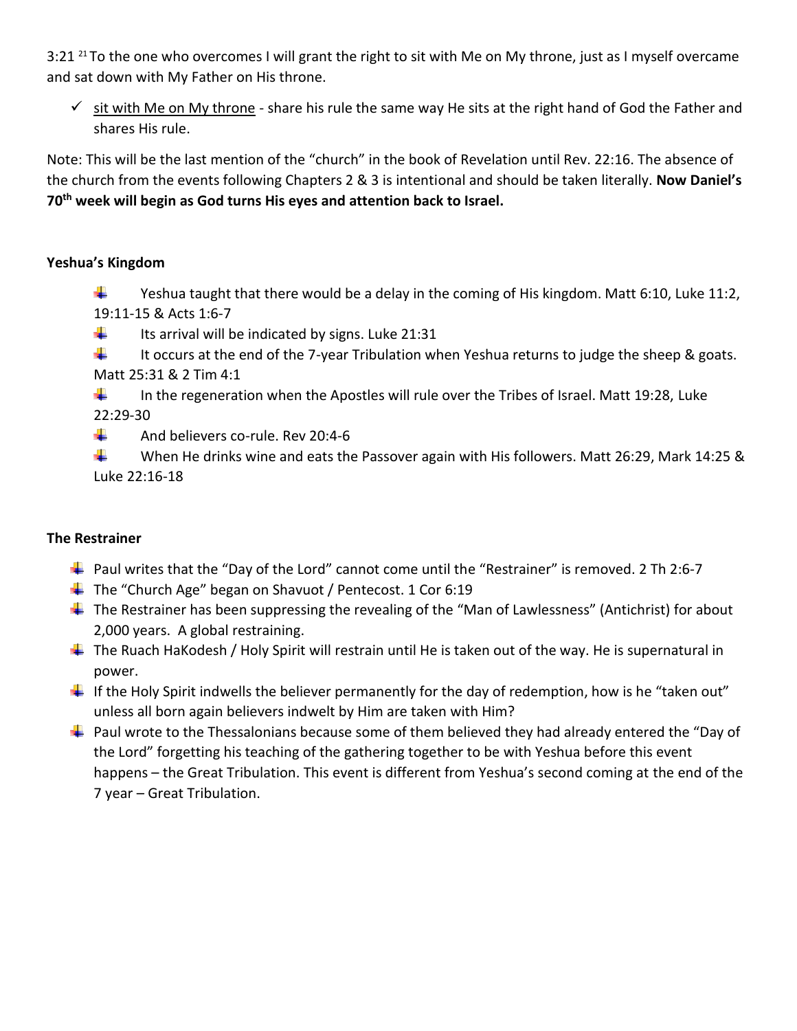3:21 [21] To the one who overcomes I will grant the right to sit with Me on My throne, just as I myself overcame and sat down with My Father on His throne.

- ✓ <u>sit with Me on My throne</u> - share his rule the same way He sits at the right hand of God the Father and shares His rule.

Note: This will be the last mention of the "church" in the book of Revelation until Rev. 22:16. The absence of the church from the events following Chapters 2 & 3 is intentional and should be taken literally. **Now Daniel's 70th week will begin as God turns His eyes and attention back to Israel.**

**Yeshua's Kingdom**

- Yeshua taught that there would be a delay in the coming of His kingdom. Matt 6:10, Luke 11:2, 19:11-15 & Acts 1:6-7
- Its arrival will be indicated by signs. Luke 21:31
- It occurs at the end of the 7-year Tribulation when Yeshua returns to judge the sheep & goats. Matt 25:31 & 2 Tim 4:1
- In the regeneration when the Apostles will rule over the Tribes of Israel. Matt 19:28, Luke 22:29-30
- And believers co-rule. Rev 20:4-6
- When He drinks wine and eats the Passover again with His followers. Matt 26:29, Mark 14:25 & Luke 22:16-18

**The Restrainer**

- Paul writes that the "Day of the Lord" cannot come until the "Restrainer" is removed. 2 Th 2:6-7
- The "Church Age" began on Shavuot / Pentecost. 1 Cor 6:19
- The Restrainer has been suppressing the revealing of the "Man of Lawlessness" (Antichrist) for about 2,000 years. A global restraining.
- The Ruach HaKodesh / Holy Spirit will restrain until He is taken out of the way. He is supernatural in power.
- If the Holy Spirit indwells the believer permanently for the day of redemption, how is he "taken out" unless all born again believers indwelt by Him are taken with Him?
- Paul wrote to the Thessalonians because some of them believed they had already entered the "Day of the Lord" forgetting his teaching of the gathering together to be with Yeshua before this event happens – the Great Tribulation. This event is different from Yeshua's second coming at the end of the 7 year – Great Tribulation.